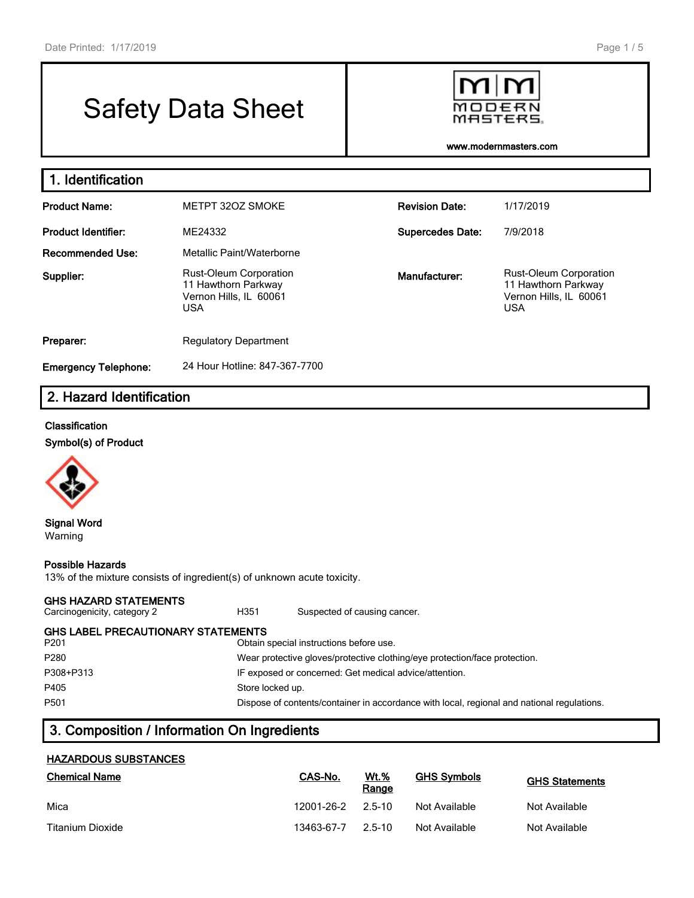# Safety Data Sheet

MODERN MASTERS

www.modernmasters.com

## 1. Identification

| | | | |
|---|---|---|---|
| **Product Name:** | METPT 32OZ SMOKE | **Revision Date:** | 1/17/2019 |
| **Product Identifier:** | ME24332 | **Supercedes Date:** | 7/9/2018 |
| **Recommended Use:** | Metallic Paint/Waterborne | | |
| **Supplier:** | Rust-Oleum Corporation<br>11 Hawthorn Parkway<br>Vernon Hills, IL 60061<br>USA | **Manufacturer:** | Rust-Oleum Corporation<br>11 Hawthorn Parkway<br>Vernon Hills, IL 60061<br>USA |
| **Preparer:** | Regulatory Department | | |
| **Emergency Telephone:** | 24 Hour Hotline: 847-367-7700 | | |

## 2. Hazard Identification

**Classification**

**Symbol(s) of Product**

**Signal Word**

Warning

**Possible Hazards**

13% of the mixture consists of ingredient(s) of unknown acute toxicity.

**GHS HAZARD STATEMENTS**

| | | |
|---|---|---|
| Carcinogenicity, category 2 | H351 | Suspected of causing cancer. |

**GHS LABEL PRECAUTIONARY STATEMENTS**

| | |
|---|---|
| P201 | Obtain special instructions before use. |
| P280 | Wear protective gloves/protective clothing/eye protection/face protection. |
| P308+P313 | IF exposed or concerned: Get medical advice/attention. |
| P405 | Store locked up. |
| P501 | Dispose of contents/container in accordance with local, regional and national regulations. |

## 3. Composition / Information On Ingredients

**HAZARDOUS SUBSTANCES**

| Chemical Name | CAS-No. | Wt.% Range | GHS Symbols | GHS Statements |
|---|---|---|---|---|
| Mica | 12001-26-2 | 2.5-10 | Not Available | Not Available |
| Titanium Dioxide | 13463-67-7 | 2.5-10 | Not Available | Not Available |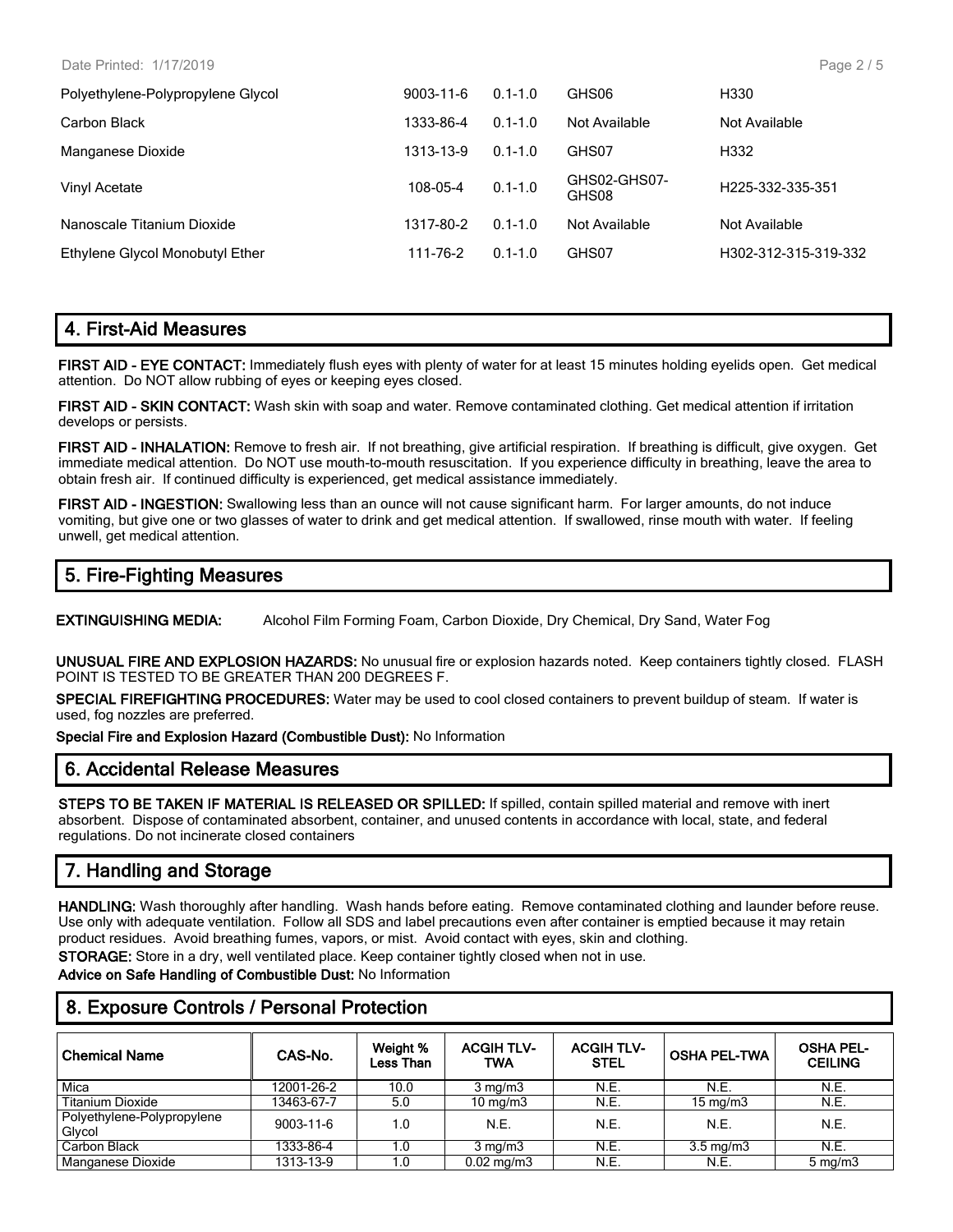| | | | | |
|---|---|---|---|---|
| Polyethylene-Polypropylene Glycol | 9003-11-6 | 0.1-1.0 | GHS06 | H330 |
| Carbon Black | 1333-86-4 | 0.1-1.0 | Not Available | Not Available |
| Manganese Dioxide | 1313-13-9 | 0.1-1.0 | GHS07 | H332 |
| Vinyl Acetate | 108-05-4 | 0.1-1.0 | GHS02-GHS07-GHS08 | H225-332-335-351 |
| Nanoscale Titanium Dioxide | 1317-80-2 | 0.1-1.0 | Not Available | Not Available |
| Ethylene Glycol Monobutyl Ether | 111-76-2 | 0.1-1.0 | GHS07 | H302-312-315-319-332 |

## 4. First-Aid Measures

**FIRST AID - EYE CONTACT:** Immediately flush eyes with plenty of water for at least 15 minutes holding eyelids open. Get medical attention. Do NOT allow rubbing of eyes or keeping eyes closed.

**FIRST AID - SKIN CONTACT:** Wash skin with soap and water. Remove contaminated clothing. Get medical attention if irritation develops or persists.

**FIRST AID - INHALATION:** Remove to fresh air. If not breathing, give artificial respiration. If breathing is difficult, give oxygen. Get immediate medical attention. Do NOT use mouth-to-mouth resuscitation. If you experience difficulty in breathing, leave the area to obtain fresh air. If continued difficulty is experienced, get medical assistance immediately.

**FIRST AID - INGESTION:** Swallowing less than an ounce will not cause significant harm. For larger amounts, do not induce vomiting, but give one or two glasses of water to drink and get medical attention. If swallowed, rinse mouth with water. If feeling unwell, get medical attention.

## 5. Fire-Fighting Measures

**EXTINGUISHING MEDIA:** Alcohol Film Forming Foam, Carbon Dioxide, Dry Chemical, Dry Sand, Water Fog

**UNUSUAL FIRE AND EXPLOSION HAZARDS:** No unusual fire or explosion hazards noted. Keep containers tightly closed. FLASH POINT IS TESTED TO BE GREATER THAN 200 DEGREES F.

**SPECIAL FIREFIGHTING PROCEDURES:** Water may be used to cool closed containers to prevent buildup of steam. If water is used, fog nozzles are preferred.

**Special Fire and Explosion Hazard (Combustible Dust):** No Information

## 6. Accidental Release Measures

**STEPS TO BE TAKEN IF MATERIAL IS RELEASED OR SPILLED:** If spilled, contain spilled material and remove with inert absorbent. Dispose of contaminated absorbent, container, and unused contents in accordance with local, state, and federal regulations. Do not incinerate closed containers

## 7. Handling and Storage

**HANDLING:** Wash thoroughly after handling. Wash hands before eating. Remove contaminated clothing and launder before reuse. Use only with adequate ventilation. Follow all SDS and label precautions even after container is emptied because it may retain product residues. Avoid breathing fumes, vapors, or mist. Avoid contact with eyes, skin and clothing.

**STORAGE:** Store in a dry, well ventilated place. Keep container tightly closed when not in use.

**Advice on Safe Handling of Combustible Dust:** No Information

## 8. Exposure Controls / Personal Protection

| Chemical Name | CAS-No. | Weight % Less Than | ACGIH TLV-TWA | ACGIH TLV-STEL | OSHA PEL-TWA | OSHA PEL-CEILING |
|---|---|---|---|---|---|---|
| Mica | 12001-26-2 | 10.0 | 3 mg/m3 | N.E. | N.E. | N.E. |
| Titanium Dioxide | 13463-67-7 | 5.0 | 10 mg/m3 | N.E. | 15 mg/m3 | N.E. |
| Polyethylene-Polypropylene Glycol | 9003-11-6 | 1.0 | N.E. | N.E. | N.E. | N.E. |
| Carbon Black | 1333-86-4 | 1.0 | 3 mg/m3 | N.E. | 3.5 mg/m3 | N.E. |
| Manganese Dioxide | 1313-13-9 | 1.0 | 0.02 mg/m3 | N.E. | N.E. | 5 mg/m3 |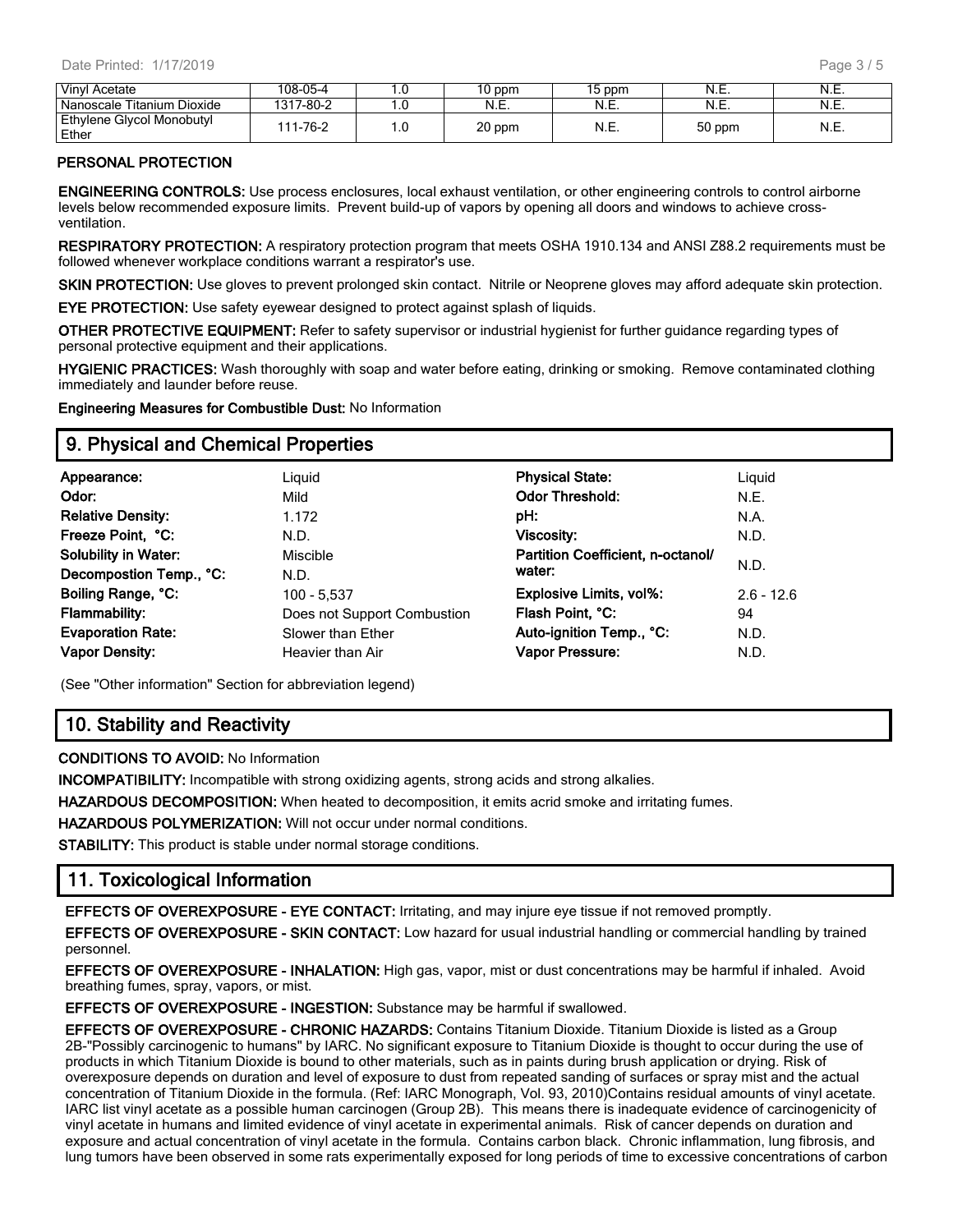| Vinyl Acetate | 108-05-4 | 1.0 | 10 ppm | 15 ppm | N.E. | N.E. |
|---|---|---|---|---|---|---|
| Nanoscale Titanium Dioxide | 1317-80-2 | 1.0 | N.E. | N.E. | N.E. | N.E. |
| Ethylene Glycol Monobutyl Ether | 111-76-2 | 1.0 | 20 ppm | N.E. | 50 ppm | N.E. |

**PERSONAL PROTECTION**

**ENGINEERING CONTROLS:** Use process enclosures, local exhaust ventilation, or other engineering controls to control airborne levels below recommended exposure limits. Prevent build-up of vapors by opening all doors and windows to achieve cross-ventilation.

**RESPIRATORY PROTECTION:** A respiratory protection program that meets OSHA 1910.134 and ANSI Z88.2 requirements must be followed whenever workplace conditions warrant a respirator's use.

**SKIN PROTECTION:** Use gloves to prevent prolonged skin contact. Nitrile or Neoprene gloves may afford adequate skin protection.

**EYE PROTECTION:** Use safety eyewear designed to protect against splash of liquids.

**OTHER PROTECTIVE EQUIPMENT:** Refer to safety supervisor or industrial hygienist for further guidance regarding types of personal protective equipment and their applications.

**HYGIENIC PRACTICES:** Wash thoroughly with soap and water before eating, drinking or smoking. Remove contaminated clothing immediately and launder before reuse.

**Engineering Measures for Combustible Dust:** No Information

## 9. Physical and Chemical Properties

| | | | |
|---|---|---|---|
| **Appearance:** | Liquid | **Physical State:** | Liquid |
| **Odor:** | Mild | **Odor Threshold:** | N.E. |
| **Relative Density:** | 1.172 | **pH:** | N.A. |
| **Freeze Point, °C:** | N.D. | **Viscosity:** | N.D. |
| **Solubility in Water:** | Miscible | **Partition Coefficient, n-octanol/ water:** | N.D. |
| **Decompostion Temp., °C:** | N.D. | | |
| **Boiling Range, °C:** | 100 - 5,537 | **Explosive Limits, vol%:** | 2.6 - 12.6 |
| **Flammability:** | Does not Support Combustion | **Flash Point, °C:** | 94 |
| **Evaporation Rate:** | Slower than Ether | **Auto-ignition Temp., °C:** | N.D. |
| **Vapor Density:** | Heavier than Air | **Vapor Pressure:** | N.D. |

(See "Other information" Section for abbreviation legend)

## 10. Stability and Reactivity

**CONDITIONS TO AVOID:** No Information

**INCOMPATIBILITY:** Incompatible with strong oxidizing agents, strong acids and strong alkalies.

**HAZARDOUS DECOMPOSITION:** When heated to decomposition, it emits acrid smoke and irritating fumes.

**HAZARDOUS POLYMERIZATION:** Will not occur under normal conditions.

**STABILITY:** This product is stable under normal storage conditions.

## 11. Toxicological Information

**EFFECTS OF OVEREXPOSURE - EYE CONTACT:** Irritating, and may injure eye tissue if not removed promptly.

**EFFECTS OF OVEREXPOSURE - SKIN CONTACT:** Low hazard for usual industrial handling or commercial handling by trained personnel.

**EFFECTS OF OVEREXPOSURE - INHALATION:** High gas, vapor, mist or dust concentrations may be harmful if inhaled. Avoid breathing fumes, spray, vapors, or mist.

**EFFECTS OF OVEREXPOSURE - INGESTION:** Substance may be harmful if swallowed.

**EFFECTS OF OVEREXPOSURE - CHRONIC HAZARDS:** Contains Titanium Dioxide. Titanium Dioxide is listed as a Group 2B-"Possibly carcinogenic to humans" by IARC. No significant exposure to Titanium Dioxide is thought to occur during the use of products in which Titanium Dioxide is bound to other materials, such as in paints during brush application or drying. Risk of overexposure depends on duration and level of exposure to dust from repeated sanding of surfaces or spray mist and the actual concentration of Titanium Dioxide in the formula. (Ref: IARC Monograph, Vol. 93, 2010)Contains residual amounts of vinyl acetate. IARC list vinyl acetate as a possible human carcinogen (Group 2B). This means there is inadequate evidence of carcinogenicity of vinyl acetate in humans and limited evidence of vinyl acetate in experimental animals. Risk of cancer depends on duration and exposure and actual concentration of vinyl acetate in the formula. Contains carbon black. Chronic inflammation, lung fibrosis, and lung tumors have been observed in some rats experimentally exposed for long periods of time to excessive concentrations of carbon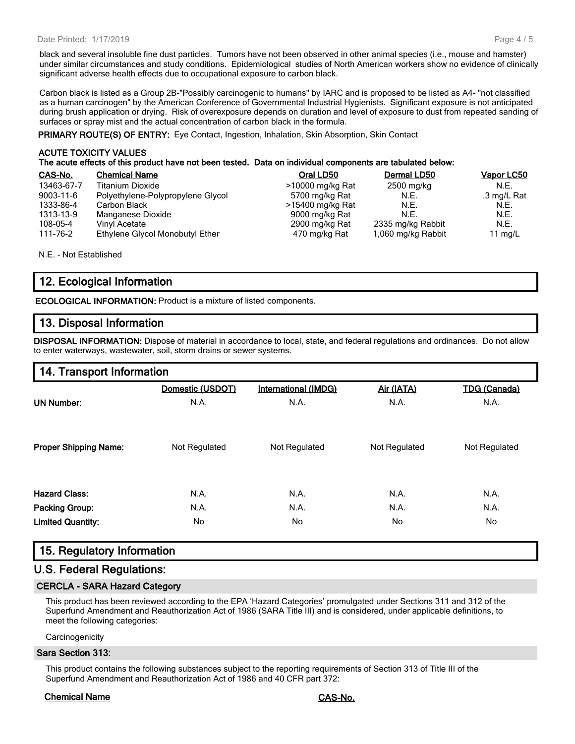black and several insoluble fine dust particles. Tumors have not been observed in other animal species (i.e., mouse and hamster) under similar circumstances and study conditions. Epidemiological studies of North American workers show no evidence of clinically significant adverse health effects due to occupational exposure to carbon black.

Carbon black is listed as a Group 2B-"Possibly carcinogenic to humans" by IARC and is proposed to be listed as A4- "not classified as a human carcinogen" by the American Conference of Governmental Industrial Hygienists. Significant exposure is not anticipated during brush application or drying. Risk of overexposure depends on duration and level of exposure to dust from repeated sanding of surfaces or spray mist and the actual concentration of carbon black in the formula.

**PRIMARY ROUTE(S) OF ENTRY:** Eye Contact, Ingestion, Inhalation, Skin Absorption, Skin Contact

**ACUTE TOXICITY VALUES**
**The acute effects of this product have not been tested. Data on individual components are tabulated below:**

| CAS-No. | Chemical Name | Oral LD50 | Dermal LD50 | Vapor LC50 |
|---|---|---|---|---|
| 13463-67-7 | Titanium Dioxide | >10000 mg/kg Rat | 2500 mg/kg | N.E. |
| 9003-11-6 | Polyethylene-Polypropylene Glycol | 5700 mg/kg Rat | N.E. | .3 mg/L Rat |
| 1333-86-4 | Carbon Black | >15400 mg/kg Rat | N.E. | N.E. |
| 1313-13-9 | Manganese Dioxide | 9000 mg/kg Rat | N.E. | N.E. |
| 108-05-4 | Vinyl Acetate | 2900 mg/kg Rat | 2335 mg/kg Rabbit | N.E. |
| 111-76-2 | Ethylene Glycol Monobutyl Ether | 470 mg/kg Rat | 1,060 mg/kg Rabbit | 11 mg/L |

N.E. - Not Established

## 12. Ecological Information

**ECOLOGICAL INFORMATION:** Product is a mixture of listed components.

## 13. Disposal Information

**DISPOSAL INFORMATION:** Dispose of material in accordance to local, state, and federal regulations and ordinances. Do not allow to enter waterways, wastewater, soil, storm drains or sewer systems.

## 14. Transport Information

| | Domestic (USDOT) | International (IMDG) | Air (IATA) | TDG (Canada) |
|---|---|---|---|---|
| **UN Number:** | N.A. | N.A. | N.A. | N.A. |
| **Proper Shipping Name:** | Not Regulated | Not Regulated | Not Regulated | Not Regulated |
| **Hazard Class:** | N.A. | N.A. | N.A. | N.A. |
| **Packing Group:** | N.A. | N.A. | N.A. | N.A. |
| **Limited Quantity:** | No | No | No | No |

## 15. Regulatory Information

## U.S. Federal Regulations:

### CERCLA - SARA Hazard Category

This product has been reviewed according to the EPA 'Hazard Categories' promulgated under Sections 311 and 312 of the Superfund Amendment and Reauthorization Act of 1986 (SARA Title III) and is considered, under applicable definitions, to meet the following categories:

Carcinogenicity

### Sara Section 313:

This product contains the following substances subject to the reporting requirements of Section 313 of Title III of the Superfund Amendment and Reauthorization Act of 1986 and 40 CFR part 372:

| Chemical Name | CAS-No. |
|---|---|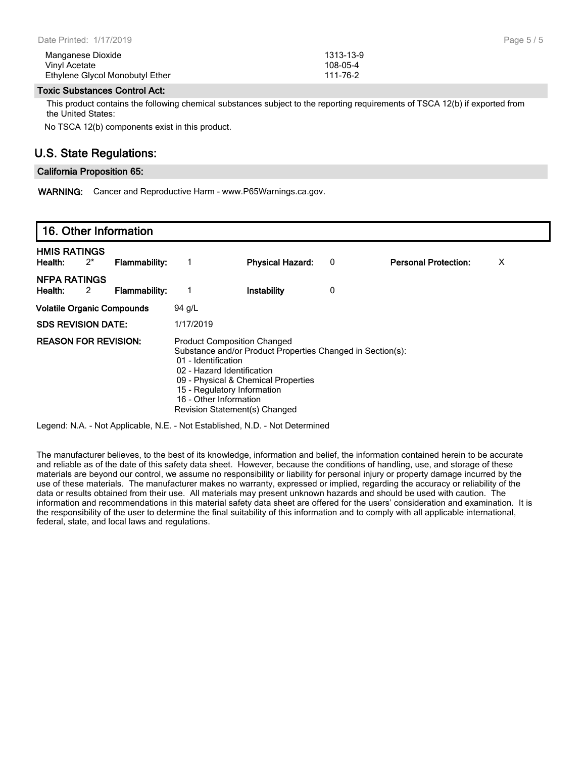| | |
|---|---|
| Manganese Dioxide | 1313-13-9 |
| Vinyl Acetate | 108-05-4 |
| Ethylene Glycol Monobutyl Ether | 111-76-2 |

**Toxic Substances Control Act:**

This product contains the following chemical substances subject to the reporting requirements of TSCA 12(b) if exported from the United States:

No TSCA 12(b) components exist in this product.

## U.S. State Regulations:

**California Proposition 65:**

**WARNING:** Cancer and Reproductive Harm - www.P65Warnings.ca.gov.

## 16. Other Information

**HMIS RATINGS**

| | | | | | | | |
|---|---|---|---|---|---|---|---|
| **Health:** | 2* | **Flammability:** | 1 | **Physical Hazard:** | 0 | **Personal Protection:** | X |

**NFPA RATINGS**

| | | | | | |
|---|---|---|---|---|---|
| **Health:** | 2 | **Flammability:** | 1 | **Instability** | 0 |

**Volatile Organic Compounds** 94 g/L

**SDS REVISION DATE:** 1/17/2019

**REASON FOR REVISION:** Product Composition Changed
Substance and/or Product Properties Changed in Section(s):
01 - Identification
02 - Hazard Identification
09 - Physical & Chemical Properties
15 - Regulatory Information
16 - Other Information
Revision Statement(s) Changed

Legend: N.A. - Not Applicable, N.E. - Not Established, N.D. - Not Determined

The manufacturer believes, to the best of its knowledge, information and belief, the information contained herein to be accurate and reliable as of the date of this safety data sheet. However, because the conditions of handling, use, and storage of these materials are beyond our control, we assume no responsibility or liability for personal injury or property damage incurred by the use of these materials. The manufacturer makes no warranty, expressed or implied, regarding the accuracy or reliability of the data or results obtained from their use. All materials may present unknown hazards and should be used with caution. The information and recommendations in this material safety data sheet are offered for the users' consideration and examination. It is the responsibility of the user to determine the final suitability of this information and to comply with all applicable international, federal, state, and local laws and regulations.